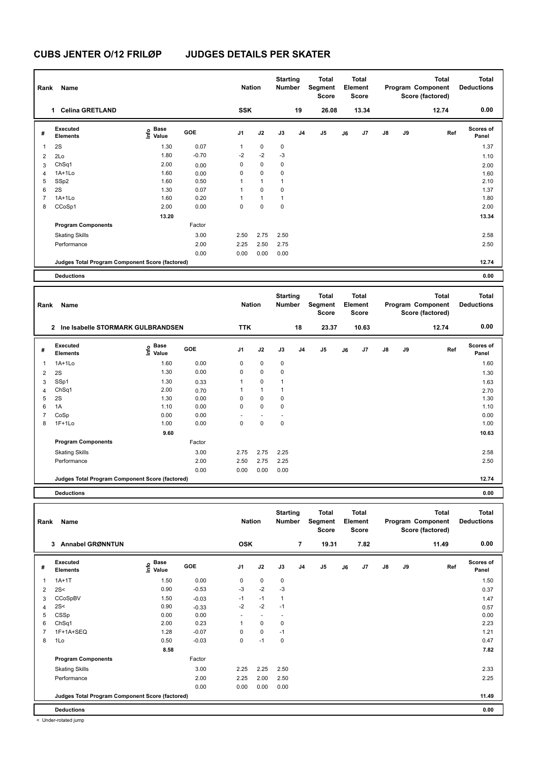# CUBS JENTER O/12 FRILØP JUDGES DETAILS PER SKATER

| Rank | Name | Nation | Starting Number | Total Segment Score | Total Element Score | Total Program Component Score (factored) | Total Deductions |
|---|---|---|---|---|---|---|---|
| 1 | Celina GRETLAND | SSK | 19 | 26.08 | 13.34 | 12.74 | 0.00 |

| # | Executed Elements | Info | Base Value | GOE | J1 | J2 | J3 | J4 | J5 | J6 | J7 | J8 | J9 | Ref | Scores of Panel |
|---|---|---|---|---|---|---|---|---|---|---|---|---|---|---|---|
| 1 | 2S | | 1.30 | 0.07 | 1 | 0 | 0 | | | | | | | | 1.37 |
| 2 | 2Lo | | 1.80 | -0.70 | -2 | -2 | -3 | | | | | | | | 1.10 |
| 3 | ChSq1 | | 2.00 | 0.00 | 0 | 0 | 0 | | | | | | | | 2.00 |
| 4 | 1A+1Lo | | 1.60 | 0.00 | 0 | 0 | 0 | | | | | | | | 1.60 |
| 5 | SSp2 | | 1.60 | 0.50 | 1 | 1 | 1 | | | | | | | | 2.10 |
| 6 | 2S | | 1.30 | 0.07 | 1 | 0 | 0 | | | | | | | | 1.37 |
| 7 | 1A+1Lo | | 1.60 | 0.20 | 1 | 1 | 1 | | | | | | | | 1.80 |
| 8 | CCoSp1 | | 2.00 | 0.00 | 0 | 0 | 0 | | | | | | | | 2.00 |
| | | | 13.20 | | | | | | | | | | | | 13.34 |
| | **Program Components** | | | Factor | | | | | | | | | | | |
| | Skating Skills | | | 3.00 | 2.50 | 2.75 | 2.50 | | | | | | | | 2.58 |
| | Performance | | | 2.00 | 2.25 | 2.50 | 2.75 | | | | | | | | 2.50 |
| | | | | 0.00 | 0.00 | 0.00 | 0.00 | | | | | | | | |
| | **Judges Total Program Component Score (factored)** | | | | | | | | | | | | | | 12.74 |
| | **Deductions** | | | | | | | | | | | | | | 0.00 |

| Rank | Name | Nation | Starting Number | Total Segment Score | Total Element Score | Total Program Component Score (factored) | Total Deductions |
|---|---|---|---|---|---|---|---|
| 2 | Ine Isabelle STORMARK GULBRANDSEN | TTK | 18 | 23.37 | 10.63 | 12.74 | 0.00 |

| # | Executed Elements | Info | Base Value | GOE | J1 | J2 | J3 | J4 | J5 | J6 | J7 | J8 | J9 | Ref | Scores of Panel |
|---|---|---|---|---|---|---|---|---|---|---|---|---|---|---|---|
| 1 | 1A+1Lo | | 1.60 | 0.00 | 0 | 0 | 0 | | | | | | | | 1.60 |
| 2 | 2S | | 1.30 | 0.00 | 0 | 0 | 0 | | | | | | | | 1.30 |
| 3 | SSp1 | | 1.30 | 0.33 | 1 | 0 | 1 | | | | | | | | 1.63 |
| 4 | ChSq1 | | 2.00 | 0.70 | 1 | 1 | 1 | | | | | | | | 2.70 |
| 5 | 2S | | 1.30 | 0.00 | 0 | 0 | 0 | | | | | | | | 1.30 |
| 6 | 1A | | 1.10 | 0.00 | 0 | 0 | 0 | | | | | | | | 1.10 |
| 7 | CoSp | | 0.00 | 0.00 | - | - | - | | | | | | | | 0.00 |
| 8 | 1F+1Lo | | 1.00 | 0.00 | 0 | 0 | 0 | | | | | | | | 1.00 |
| | | | 9.60 | | | | | | | | | | | | 10.63 |
| | **Program Components** | | | Factor | | | | | | | | | | | |
| | Skating Skills | | | 3.00 | 2.75 | 2.75 | 2.25 | | | | | | | | 2.58 |
| | Performance | | | 2.00 | 2.50 | 2.75 | 2.25 | | | | | | | | 2.50 |
| | | | | 0.00 | 0.00 | 0.00 | 0.00 | | | | | | | | |
| | **Judges Total Program Component Score (factored)** | | | | | | | | | | | | | | 12.74 |
| | **Deductions** | | | | | | | | | | | | | | 0.00 |

| Rank | Name | Nation | Starting Number | Total Segment Score | Total Element Score | Total Program Component Score (factored) | Total Deductions |
|---|---|---|---|---|---|---|---|
| 3 | Annabel GRØNNTUN | OSK | 7 | 19.31 | 7.82 | 11.49 | 0.00 |

| # | Executed Elements | Info | Base Value | GOE | J1 | J2 | J3 | J4 | J5 | J6 | J7 | J8 | J9 | Ref | Scores of Panel |
|---|---|---|---|---|---|---|---|---|---|---|---|---|---|---|---|
| 1 | 1A+1T | | 1.50 | 0.00 | 0 | 0 | 0 | | | | | | | | 1.50 |
| 2 | 2S< | | 0.90 | -0.53 | -3 | -2 | -3 | | | | | | | | 0.37 |
| 3 | CCoSpBV | | 1.50 | -0.03 | -1 | -1 | 1 | | | | | | | | 1.47 |
| 4 | 2S< | | 0.90 | -0.33 | -2 | -2 | -1 | | | | | | | | 0.57 |
| 5 | CSSp | | 0.00 | 0.00 | - | - | - | | | | | | | | 0.00 |
| 6 | ChSq1 | | 2.00 | 0.23 | 1 | 0 | 0 | | | | | | | | 2.23 |
| 7 | 1F+1A+SEQ | | 1.28 | -0.07 | 0 | 0 | -1 | | | | | | | | 1.21 |
| 8 | 1Lo | | 0.50 | -0.03 | 0 | -1 | 0 | | | | | | | | 0.47 |
| | | | 8.58 | | | | | | | | | | | | 7.82 |
| | **Program Components** | | | Factor | | | | | | | | | | | |
| | Skating Skills | | | 3.00 | 2.25 | 2.25 | 2.50 | | | | | | | | 2.33 |
| | Performance | | | 2.00 | 2.25 | 2.00 | 2.50 | | | | | | | | 2.25 |
| | | | | 0.00 | 0.00 | 0.00 | 0.00 | | | | | | | | |
| | **Judges Total Program Component Score (factored)** | | | | | | | | | | | | | | 11.49 |
| | **Deductions** | | | | | | | | | | | | | | 0.00 |

< Under-rotated jump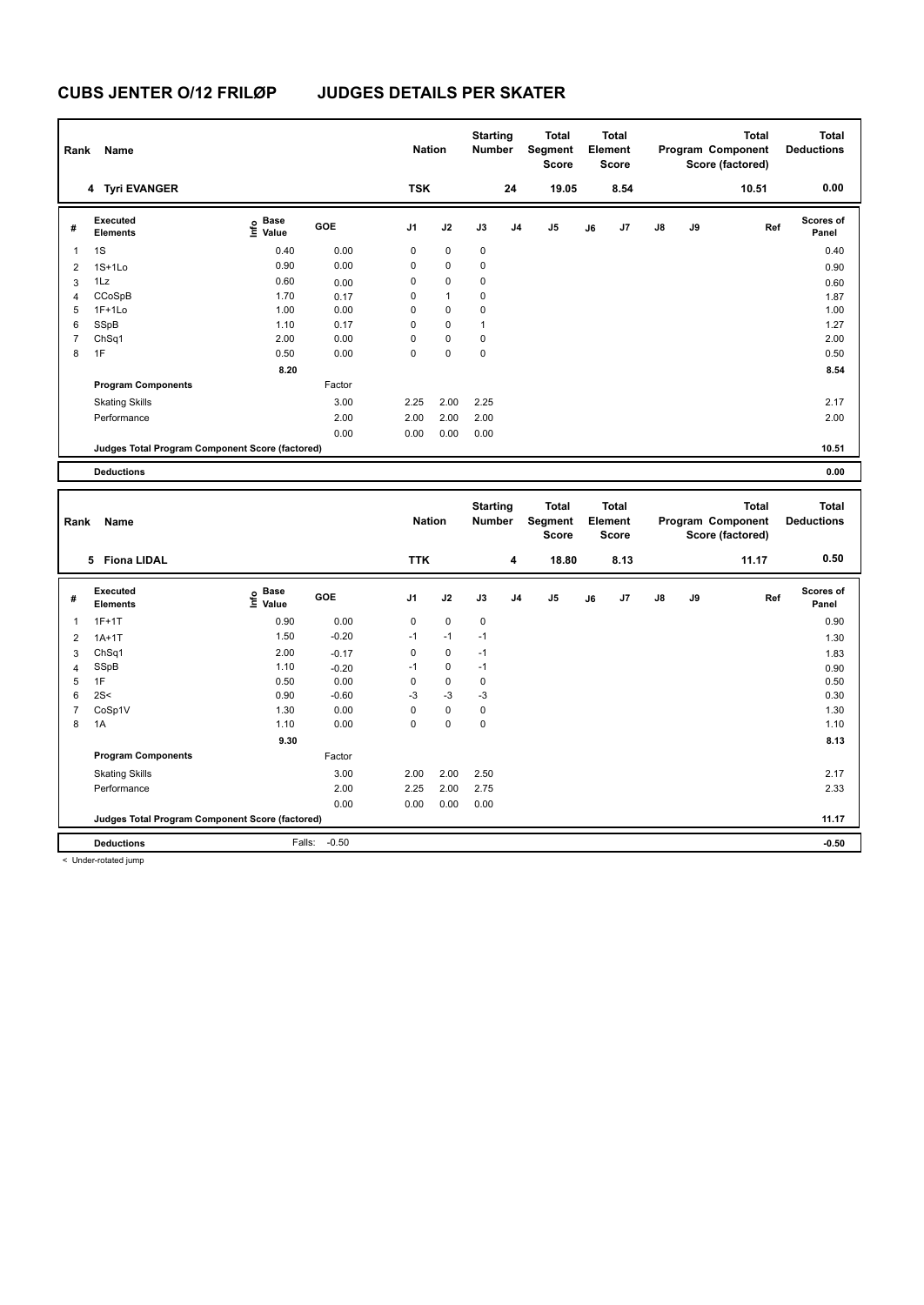# CUBS JENTER O/12 FRILØP JUDGES DETAILS PER SKATER

| Rank | Name | Nation | Starting Number | Total Segment Score | Total Element Score | Total Program Component Score (factored) | Total Deductions |
|---|---|---|---|---|---|---|---|
| 4 | Tyri EVANGER | TSK | 24 | 19.05 | 8.54 | 10.51 | 0.00 |

| # | Executed Elements | Info | Base Value | GOE | J1 | J2 | J3 | J4 | J5 | J6 | J7 | J8 | J9 | Ref | Scores of Panel |
|---|---|---|---|---|---|---|---|---|---|---|---|---|---|---|---|
| 1 | 1S | | 0.40 | 0.00 | 0 | 0 | 0 | | | | | | | | 0.40 |
| 2 | 1S+1Lo | | 0.90 | 0.00 | 0 | 0 | 0 | | | | | | | | 0.90 |
| 3 | 1Lz | | 0.60 | 0.00 | 0 | 0 | 0 | | | | | | | | 0.60 |
| 4 | CCoSpB | | 1.70 | 0.17 | 0 | 1 | 0 | | | | | | | | 1.87 |
| 5 | 1F+1Lo | | 1.00 | 0.00 | 0 | 0 | 0 | | | | | | | | 1.00 |
| 6 | SSpB | | 1.10 | 0.17 | 0 | 0 | 1 | | | | | | | | 1.27 |
| 7 | ChSq1 | | 2.00 | 0.00 | 0 | 0 | 0 | | | | | | | | 2.00 |
| 8 | 1F | | 0.50 | 0.00 | 0 | 0 | 0 | | | | | | | | 0.50 |
| | | | 8.20 | | | | | | | | | | | | 8.54 |
| | **Program Components** | | | Factor | | | | | | | | | | | |
| | Skating Skills | | | 3.00 | 2.25 | 2.00 | 2.25 | | | | | | | | 2.17 |
| | Performance | | | 2.00 | 2.00 | 2.00 | 2.00 | | | | | | | | 2.00 |
| | | | | 0.00 | 0.00 | 0.00 | 0.00 | | | | | | | | |
| | **Judges Total Program Component Score (factored)** | | | | | | | | | | | | | | 10.51 |
| | **Deductions** | | | | | | | | | | | | | | 0.00 |

| Rank | Name | Nation | Starting Number | Total Segment Score | Total Element Score | Total Program Component Score (factored) | Total Deductions |
|---|---|---|---|---|---|---|---|
| 5 | Fiona LIDAL | TTK | 4 | 18.80 | 8.13 | 11.17 | 0.50 |

| # | Executed Elements | Info | Base Value | GOE | J1 | J2 | J3 | J4 | J5 | J6 | J7 | J8 | J9 | Ref | Scores of Panel |
|---|---|---|---|---|---|---|---|---|---|---|---|---|---|---|---|
| 1 | 1F+1T | | 0.90 | 0.00 | 0 | 0 | 0 | | | | | | | | 0.90 |
| 2 | 1A+1T | | 1.50 | -0.20 | -1 | -1 | -1 | | | | | | | | 1.30 |
| 3 | ChSq1 | | 2.00 | -0.17 | 0 | 0 | -1 | | | | | | | | 1.83 |
| 4 | SSpB | | 1.10 | -0.20 | -1 | 0 | -1 | | | | | | | | 0.90 |
| 5 | 1F | | 0.50 | 0.00 | 0 | 0 | 0 | | | | | | | | 0.50 |
| 6 | 2S< | | 0.90 | -0.60 | -3 | -3 | -3 | | | | | | | | 0.30 |
| 7 | CoSp1V | | 1.30 | 0.00 | 0 | 0 | 0 | | | | | | | | 1.30 |
| 8 | 1A | | 1.10 | 0.00 | 0 | 0 | 0 | | | | | | | | 1.10 |
| | | | 9.30 | | | | | | | | | | | | 8.13 |
| | **Program Components** | | | Factor | | | | | | | | | | | |
| | Skating Skills | | | 3.00 | 2.00 | 2.00 | 2.50 | | | | | | | | 2.17 |
| | Performance | | | 2.00 | 2.25 | 2.00 | 2.75 | | | | | | | | 2.33 |
| | | | | 0.00 | 0.00 | 0.00 | 0.00 | | | | | | | | |
| | **Judges Total Program Component Score (factored)** | | | | | | | | | | | | | | 11.17 |
| | **Deductions** | | Falls: | -0.50 | | | | | | | | | | | -0.50 |

< Under-rotated jump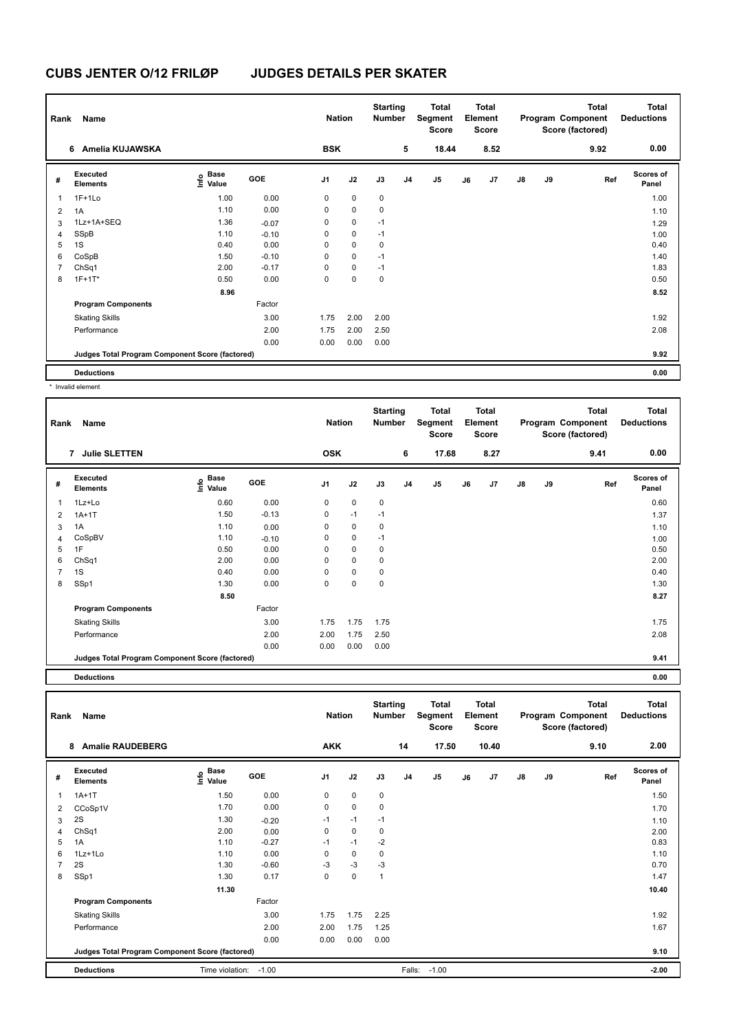# CUBS JENTER O/12 FRILØP JUDGES DETAILS PER SKATER

| Rank | Name | Nation | Starting Number | Total Segment Score | Total Element Score | Total Program Component Score (factored) | Total Deductions |
|---|---|---|---|---|---|---|---|
| 6 | Amelia KUJAWSKA | BSK | 5 | 18.44 | 8.52 | 9.92 | 0.00 |

| # | Executed Elements | Info | Base Value | GOE | J1 | J2 | J3 | J4 | J5 | J6 | J7 | J8 | J9 | Ref | Scores of Panel |
|---|---|---|---|---|---|---|---|---|---|---|---|---|---|---|---|
| 1 | 1F+1Lo | | 1.00 | 0.00 | 0 | 0 | 0 | | | | | | | | 1.00 |
| 2 | 1A | | 1.10 | 0.00 | 0 | 0 | 0 | | | | | | | | 1.10 |
| 3 | 1Lz+1A+SEQ | | 1.36 | -0.07 | 0 | 0 | -1 | | | | | | | | 1.29 |
| 4 | SSpB | | 1.10 | -0.10 | 0 | 0 | -1 | | | | | | | | 1.00 |
| 5 | 1S | | 0.40 | 0.00 | 0 | 0 | 0 | | | | | | | | 0.40 |
| 6 | CoSpB | | 1.50 | -0.10 | 0 | 0 | -1 | | | | | | | | 1.40 |
| 7 | ChSq1 | | 2.00 | -0.17 | 0 | 0 | -1 | | | | | | | | 1.83 |
| 8 | 1F+1T* | | 0.50 | 0.00 | 0 | 0 | 0 | | | | | | | | 0.50 |
| | | | 8.96 | | | | | | | | | | | | 8.52 |
| | **Program Components** | | | Factor | | | | | | | | | | | |
| | Skating Skills | | | 3.00 | 1.75 | 2.00 | 2.00 | | | | | | | | 1.92 |
| | Performance | | | 2.00 | 1.75 | 2.00 | 2.50 | | | | | | | | 2.08 |
| | | | | 0.00 | 0.00 | 0.00 | 0.00 | | | | | | | | |
| | **Judges Total Program Component Score (factored)** | | | | | | | | | | | | | | 9.92 |
| | **Deductions** | | | | | | | | | | | | | | 0.00 |

\* Invalid element

| Rank | Name | Nation | Starting Number | Total Segment Score | Total Element Score | Total Program Component Score (factored) | Total Deductions |
|---|---|---|---|---|---|---|---|
| 7 | Julie SLETTEN | OSK | 6 | 17.68 | 8.27 | 9.41 | 0.00 |

| # | Executed Elements | Info | Base Value | GOE | J1 | J2 | J3 | J4 | J5 | J6 | J7 | J8 | J9 | Ref | Scores of Panel |
|---|---|---|---|---|---|---|---|---|---|---|---|---|---|---|---|
| 1 | 1Lz+Lo | | 0.60 | 0.00 | 0 | 0 | 0 | | | | | | | | 0.60 |
| 2 | 1A+1T | | 1.50 | -0.13 | 0 | -1 | -1 | | | | | | | | 1.37 |
| 3 | 1A | | 1.10 | 0.00 | 0 | 0 | 0 | | | | | | | | 1.10 |
| 4 | CoSpBV | | 1.10 | -0.10 | 0 | 0 | -1 | | | | | | | | 1.00 |
| 5 | 1F | | 0.50 | 0.00 | 0 | 0 | 0 | | | | | | | | 0.50 |
| 6 | ChSq1 | | 2.00 | 0.00 | 0 | 0 | 0 | | | | | | | | 2.00 |
| 7 | 1S | | 0.40 | 0.00 | 0 | 0 | 0 | | | | | | | | 0.40 |
| 8 | SSp1 | | 1.30 | 0.00 | 0 | 0 | 0 | | | | | | | | 1.30 |
| | | | 8.50 | | | | | | | | | | | | 8.27 |
| | **Program Components** | | | Factor | | | | | | | | | | | |
| | Skating Skills | | | 3.00 | 1.75 | 1.75 | 1.75 | | | | | | | | 1.75 |
| | Performance | | | 2.00 | 2.00 | 1.75 | 2.50 | | | | | | | | 2.08 |
| | | | | 0.00 | 0.00 | 0.00 | 0.00 | | | | | | | | |
| | **Judges Total Program Component Score (factored)** | | | | | | | | | | | | | | 9.41 |
| | **Deductions** | | | | | | | | | | | | | | 0.00 |

| Rank | Name | Nation | Starting Number | Total Segment Score | Total Element Score | Total Program Component Score (factored) | Total Deductions |
|---|---|---|---|---|---|---|---|
| 8 | Amalie RAUDEBERG | AKK | 14 | 17.50 | 10.40 | 9.10 | 2.00 |

| # | Executed Elements | Info | Base Value | GOE | J1 | J2 | J3 | J4 | J5 | J6 | J7 | J8 | J9 | Ref | Scores of Panel |
|---|---|---|---|---|---|---|---|---|---|---|---|---|---|---|---|
| 1 | 1A+1T | | 1.50 | 0.00 | 0 | 0 | 0 | | | | | | | | 1.50 |
| 2 | CCoSp1V | | 1.70 | 0.00 | 0 | 0 | 0 | | | | | | | | 1.70 |
| 3 | 2S | | 1.30 | -0.20 | -1 | -1 | -1 | | | | | | | | 1.10 |
| 4 | ChSq1 | | 2.00 | 0.00 | 0 | 0 | 0 | | | | | | | | 2.00 |
| 5 | 1A | | 1.10 | -0.27 | -1 | -1 | -2 | | | | | | | | 0.83 |
| 6 | 1Lz+1Lo | | 1.10 | 0.00 | 0 | 0 | 0 | | | | | | | | 1.10 |
| 7 | 2S | | 1.30 | -0.60 | -3 | -3 | -3 | | | | | | | | 0.70 |
| 8 | SSp1 | | 1.30 | 0.17 | 0 | 0 | 1 | | | | | | | | 1.47 |
| | | | 11.30 | | | | | | | | | | | | 10.40 |
| | **Program Components** | | | Factor | | | | | | | | | | | |
| | Skating Skills | | | 3.00 | 1.75 | 1.75 | 2.25 | | | | | | | | 1.92 |
| | Performance | | | 2.00 | 2.00 | 1.75 | 1.25 | | | | | | | | 1.67 |
| | | | | 0.00 | 0.00 | 0.00 | 0.00 | | | | | | | | |
| | **Judges Total Program Component Score (factored)** | | | | | | | | | | | | | | 9.10 |
| | **Deductions** | Time violation: -1.00 | | | | | Falls: -1.00 | | | | | | | | -2.00 |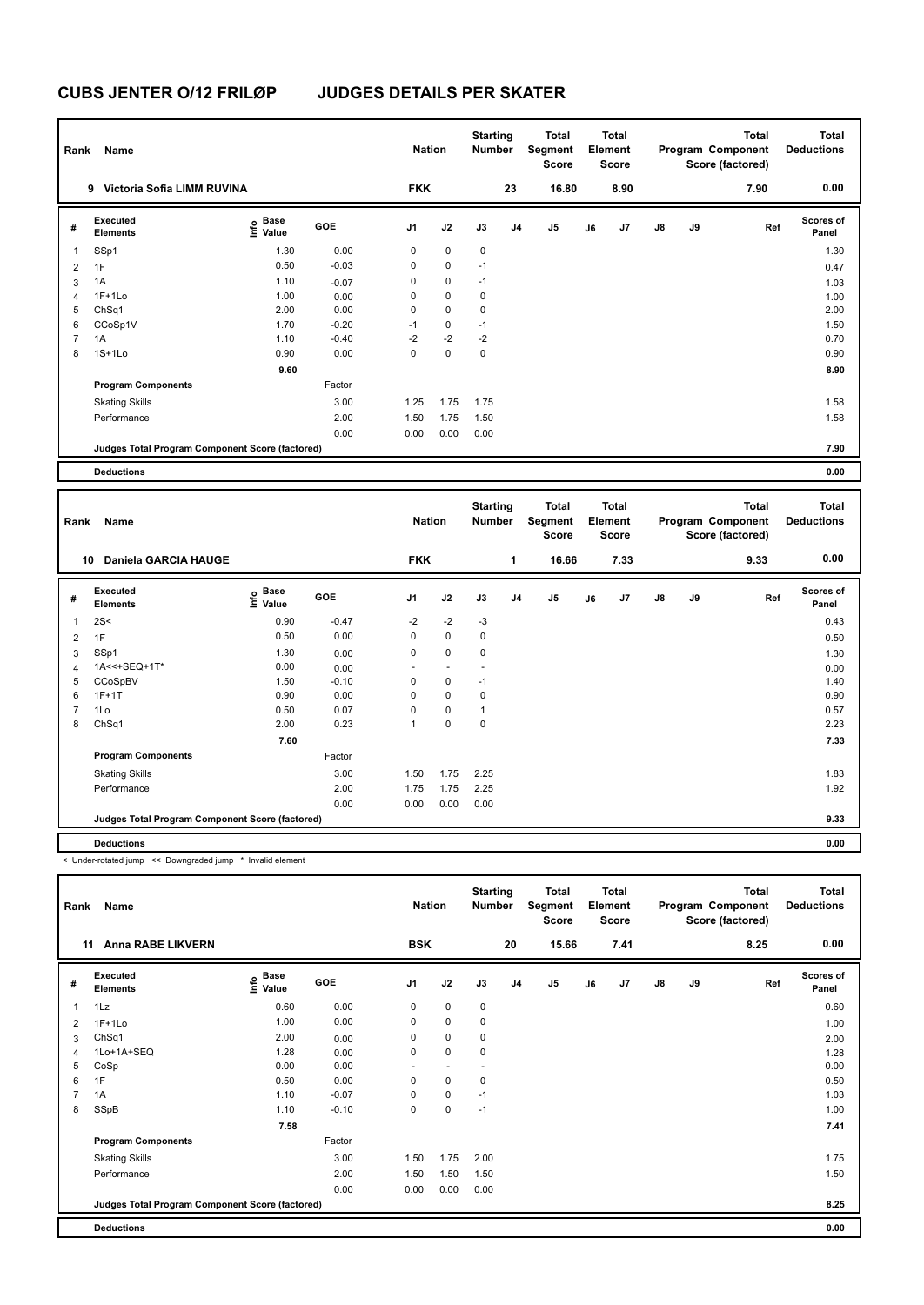# CUBS JENTER O/12 FRILØP JUDGES DETAILS PER SKATER

| Rank | Name | Nation | Starting Number | Total Segment Score | Total Element Score | Total Program Component Score (factored) | Total Deductions |
|---|---|---|---|---|---|---|---|
| 9 | Victoria Sofia LIMM RUVINA | FKK | 23 | 16.80 | 8.90 | 7.90 | 0.00 |

| # | Executed Elements | Info | Base Value | GOE | J1 | J2 | J3 | J4 | J5 | J6 | J7 | J8 | J9 | Ref | Scores of Panel |
|---|---|---|---|---|---|---|---|---|---|---|---|---|---|---|---|
| 1 | SSp1 | | 1.30 | 0.00 | 0 | 0 | 0 | | | | | | | | 1.30 |
| 2 | 1F | | 0.50 | -0.03 | 0 | 0 | -1 | | | | | | | | 0.47 |
| 3 | 1A | | 1.10 | -0.07 | 0 | 0 | -1 | | | | | | | | 1.03 |
| 4 | 1F+1Lo | | 1.00 | 0.00 | 0 | 0 | 0 | | | | | | | | 1.00 |
| 5 | ChSq1 | | 2.00 | 0.00 | 0 | 0 | 0 | | | | | | | | 2.00 |
| 6 | CCoSp1V | | 1.70 | -0.20 | -1 | 0 | -1 | | | | | | | | 1.50 |
| 7 | 1A | | 1.10 | -0.40 | -2 | -2 | -2 | | | | | | | | 0.70 |
| 8 | 1S+1Lo | | 0.90 | 0.00 | 0 | 0 | 0 | | | | | | | | 0.90 |
| | | | 9.60 | | | | | | | | | | | | 8.90 |
| | **Program Components** | | | Factor | | | | | | | | | | | |
| | Skating Skills | | | 3.00 | 1.25 | 1.75 | 1.75 | | | | | | | | 1.58 |
| | Performance | | | 2.00 | 1.50 | 1.75 | 1.50 | | | | | | | | 1.58 |
| | | | | 0.00 | 0.00 | 0.00 | 0.00 | | | | | | | | |
| | **Judges Total Program Component Score (factored)** | | | | | | | | | | | | | | 7.90 |
| | **Deductions** | | | | | | | | | | | | | | 0.00 |

| Rank | Name | Nation | Starting Number | Total Segment Score | Total Element Score | Total Program Component Score (factored) | Total Deductions |
|---|---|---|---|---|---|---|---|
| 10 | Daniela GARCIA HAUGE | FKK | 1 | 16.66 | 7.33 | 9.33 | 0.00 |

| # | Executed Elements | Info | Base Value | GOE | J1 | J2 | J3 | J4 | J5 | J6 | J7 | J8 | J9 | Ref | Scores of Panel |
|---|---|---|---|---|---|---|---|---|---|---|---|---|---|---|---|
| 1 | 2S< | | 0.90 | -0.47 | -2 | -2 | -3 | | | | | | | | 0.43 |
| 2 | 1F | | 0.50 | 0.00 | 0 | 0 | 0 | | | | | | | | 0.50 |
| 3 | SSp1 | | 1.30 | 0.00 | 0 | 0 | 0 | | | | | | | | 1.30 |
| 4 | 1A<<+SEQ+1T* | | 0.00 | 0.00 | - | - | - | | | | | | | | 0.00 |
| 5 | CCoSpBV | | 1.50 | -0.10 | 0 | 0 | -1 | | | | | | | | 1.40 |
| 6 | 1F+1T | | 0.90 | 0.00 | 0 | 0 | 0 | | | | | | | | 0.90 |
| 7 | 1Lo | | 0.50 | 0.07 | 0 | 0 | 1 | | | | | | | | 0.57 |
| 8 | ChSq1 | | 2.00 | 0.23 | 1 | 0 | 0 | | | | | | | | 2.23 |
| | | | 7.60 | | | | | | | | | | | | 7.33 |
| | **Program Components** | | | Factor | | | | | | | | | | | |
| | Skating Skills | | | 3.00 | 1.50 | 1.75 | 2.25 | | | | | | | | 1.83 |
| | Performance | | | 2.00 | 1.75 | 1.75 | 2.25 | | | | | | | | 1.92 |
| | | | | 0.00 | 0.00 | 0.00 | 0.00 | | | | | | | | |
| | **Judges Total Program Component Score (factored)** | | | | | | | | | | | | | | 9.33 |
| | **Deductions** | | | | | | | | | | | | | | 0.00 |

< Under-rotated jump << Downgraded jump * Invalid element

| Rank | Name | Nation | Starting Number | Total Segment Score | Total Element Score | Total Program Component Score (factored) | Total Deductions |
|---|---|---|---|---|---|---|---|
| 11 | Anna RABE LIKVERN | BSK | 20 | 15.66 | 7.41 | 8.25 | 0.00 |

| # | Executed Elements | Info | Base Value | GOE | J1 | J2 | J3 | J4 | J5 | J6 | J7 | J8 | J9 | Ref | Scores of Panel |
|---|---|---|---|---|---|---|---|---|---|---|---|---|---|---|---|
| 1 | 1Lz | | 0.60 | 0.00 | 0 | 0 | 0 | | | | | | | | 0.60 |
| 2 | 1F+1Lo | | 1.00 | 0.00 | 0 | 0 | 0 | | | | | | | | 1.00 |
| 3 | ChSq1 | | 2.00 | 0.00 | 0 | 0 | 0 | | | | | | | | 2.00 |
| 4 | 1Lo+1A+SEQ | | 1.28 | 0.00 | 0 | 0 | 0 | | | | | | | | 1.28 |
| 5 | CoSp | | 0.00 | 0.00 | - | - | - | | | | | | | | 0.00 |
| 6 | 1F | | 0.50 | 0.00 | 0 | 0 | 0 | | | | | | | | 0.50 |
| 7 | 1A | | 1.10 | -0.07 | 0 | 0 | -1 | | | | | | | | 1.03 |
| 8 | SSpB | | 1.10 | -0.10 | 0 | 0 | -1 | | | | | | | | 1.00 |
| | | | 7.58 | | | | | | | | | | | | 7.41 |
| | **Program Components** | | | Factor | | | | | | | | | | | |
| | Skating Skills | | | 3.00 | 1.50 | 1.75 | 2.00 | | | | | | | | 1.75 |
| | Performance | | | 2.00 | 1.50 | 1.50 | 1.50 | | | | | | | | 1.50 |
| | | | | 0.00 | 0.00 | 0.00 | 0.00 | | | | | | | | |
| | **Judges Total Program Component Score (factored)** | | | | | | | | | | | | | | 8.25 |
| | **Deductions** | | | | | | | | | | | | | | 0.00 |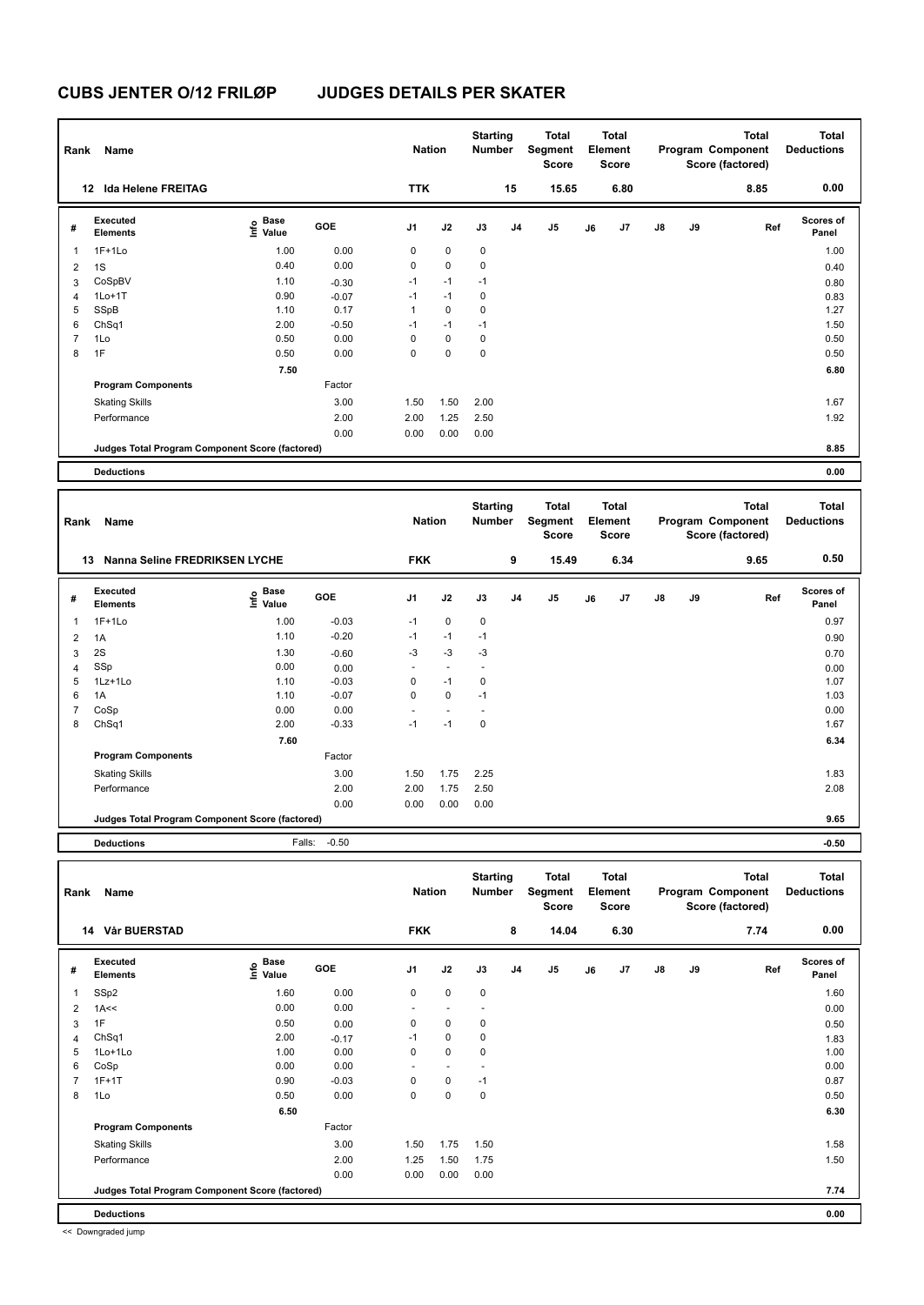# CUBS JENTER O/12 FRILØP JUDGES DETAILS PER SKATER

| Rank | Name | Nation | Starting Number | Total Segment Score | Total Element Score | Total Program Component Score (factored) | Total Deductions |
|---|---|---|---|---|---|---|---|
| 12 | Ida Helene FREITAG | TTK | 15 | 15.65 | 6.80 | 8.85 | 0.00 |

| # | Executed Elements | Info | Base Value | GOE | J1 | J2 | J3 | J4 | J5 | J6 | J7 | J8 | J9 | Ref | Scores of Panel |
|---|---|---|---|---|---|---|---|---|---|---|---|---|---|---|---|
| 1 | 1F+1Lo | | 1.00 | 0.00 | 0 | 0 | 0 | | | | | | | | 1.00 |
| 2 | 1S | | 0.40 | 0.00 | 0 | 0 | 0 | | | | | | | | 0.40 |
| 3 | CoSpBV | | 1.10 | -0.30 | -1 | -1 | -1 | | | | | | | | 0.80 |
| 4 | 1Lo+1T | | 0.90 | -0.07 | -1 | -1 | 0 | | | | | | | | 0.83 |
| 5 | SSpB | | 1.10 | 0.17 | 1 | 0 | 0 | | | | | | | | 1.27 |
| 6 | ChSq1 | | 2.00 | -0.50 | -1 | -1 | -1 | | | | | | | | 1.50 |
| 7 | 1Lo | | 0.50 | 0.00 | 0 | 0 | 0 | | | | | | | | 0.50 |
| 8 | 1F | | 0.50 | 0.00 | 0 | 0 | 0 | | | | | | | | 0.50 |
| | | | 7.50 | | | | | | | | | | | | 6.80 |
| | Program Components | | | Factor | | | | | | | | | | | |
| | Skating Skills | | | 3.00 | 1.50 | 1.50 | 2.00 | | | | | | | | 1.67 |
| | Performance | | | 2.00 | 2.00 | 1.25 | 2.50 | | | | | | | | 1.92 |
| | | | | 0.00 | 0.00 | 0.00 | 0.00 | | | | | | | | |
| | Judges Total Program Component Score (factored) | | | | | | | | | | | | | | 8.85 |
| | Deductions | | | | | | | | | | | | | | 0.00 |

| Rank | Name | Nation | Starting Number | Total Segment Score | Total Element Score | Total Program Component Score (factored) | Total Deductions |
|---|---|---|---|---|---|---|---|
| 13 | Nanna Seline FREDRIKSEN LYCHE | FKK | 9 | 15.49 | 6.34 | 9.65 | 0.50 |

| # | Executed Elements | Info | Base Value | GOE | J1 | J2 | J3 | J4 | J5 | J6 | J7 | J8 | J9 | Ref | Scores of Panel |
|---|---|---|---|---|---|---|---|---|---|---|---|---|---|---|---|
| 1 | 1F+1Lo | | 1.00 | -0.03 | -1 | 0 | 0 | | | | | | | | 0.97 |
| 2 | 1A | | 1.10 | -0.20 | -1 | -1 | -1 | | | | | | | | 0.90 |
| 3 | 2S | | 1.30 | -0.60 | -3 | -3 | -3 | | | | | | | | 0.70 |
| 4 | SSp | | 0.00 | 0.00 | - | - | - | | | | | | | | 0.00 |
| 5 | 1Lz+1Lo | | 1.10 | -0.03 | 0 | -1 | 0 | | | | | | | | 1.07 |
| 6 | 1A | | 1.10 | -0.07 | 0 | 0 | -1 | | | | | | | | 1.03 |
| 7 | CoSp | | 0.00 | 0.00 | - | - | - | | | | | | | | 0.00 |
| 8 | ChSq1 | | 2.00 | -0.33 | -1 | -1 | 0 | | | | | | | | 1.67 |
| | | | 7.60 | | | | | | | | | | | | 6.34 |
| | Program Components | | | Factor | | | | | | | | | | | |
| | Skating Skills | | | 3.00 | 1.50 | 1.75 | 2.25 | | | | | | | | 1.83 |
| | Performance | | | 2.00 | 2.00 | 1.75 | 2.50 | | | | | | | | 2.08 |
| | | | | 0.00 | 0.00 | 0.00 | 0.00 | | | | | | | | |
| | Judges Total Program Component Score (factored) | | | | | | | | | | | | | | 9.65 |
| | Deductions | | Falls: | -0.50 | | | | | | | | | | | -0.50 |

| Rank | Name | Nation | Starting Number | Total Segment Score | Total Element Score | Total Program Component Score (factored) | Total Deductions |
|---|---|---|---|---|---|---|---|
| 14 | Vår BUERSTAD | FKK | 8 | 14.04 | 6.30 | 7.74 | 0.00 |

| # | Executed Elements | Info | Base Value | GOE | J1 | J2 | J3 | J4 | J5 | J6 | J7 | J8 | J9 | Ref | Scores of Panel |
|---|---|---|---|---|---|---|---|---|---|---|---|---|---|---|---|
| 1 | SSp2 | | 1.60 | 0.00 | 0 | 0 | 0 | | | | | | | | 1.60 |
| 2 | 1A<< | | 0.00 | 0.00 | - | - | - | | | | | | | | 0.00 |
| 3 | 1F | | 0.50 | 0.00 | 0 | 0 | 0 | | | | | | | | 0.50 |
| 4 | ChSq1 | | 2.00 | -0.17 | -1 | 0 | 0 | | | | | | | | 1.83 |
| 5 | 1Lo+1Lo | | 1.00 | 0.00 | 0 | 0 | 0 | | | | | | | | 1.00 |
| 6 | CoSp | | 0.00 | 0.00 | - | - | - | | | | | | | | 0.00 |
| 7 | 1F+1T | | 0.90 | -0.03 | 0 | 0 | -1 | | | | | | | | 0.87 |
| 8 | 1Lo | | 0.50 | 0.00 | 0 | 0 | 0 | | | | | | | | 0.50 |
| | | | 6.50 | | | | | | | | | | | | 6.30 |
| | Program Components | | | Factor | | | | | | | | | | | |
| | Skating Skills | | | 3.00 | 1.50 | 1.75 | 1.50 | | | | | | | | 1.58 |
| | Performance | | | 2.00 | 1.25 | 1.50 | 1.75 | | | | | | | | 1.50 |
| | | | | 0.00 | 0.00 | 0.00 | 0.00 | | | | | | | | |
| | Judges Total Program Component Score (factored) | | | | | | | | | | | | | | 7.74 |
| | Deductions | | | | | | | | | | | | | | 0.00 |

<< Downgraded jump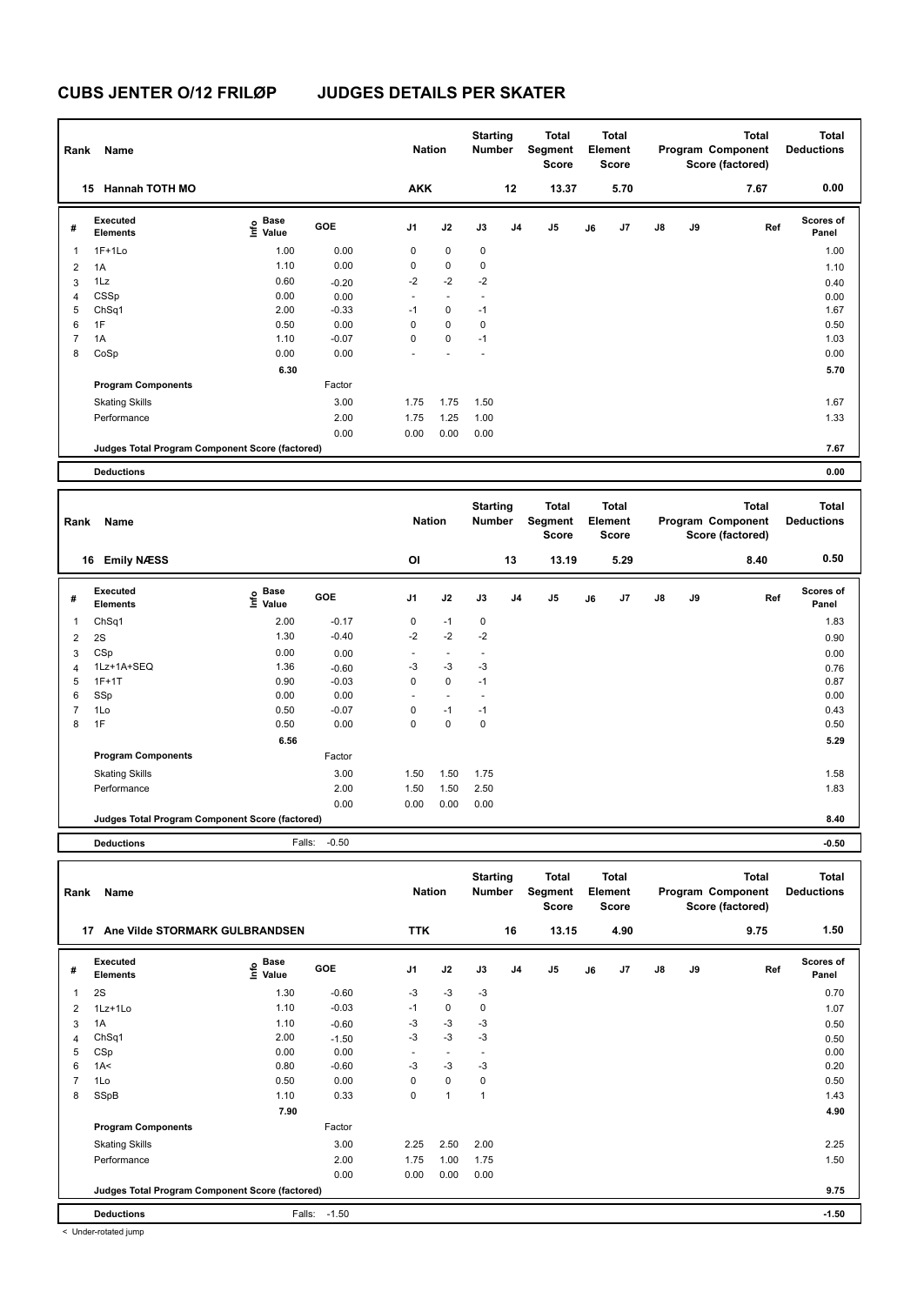# CUBS JENTER O/12 FRILØP JUDGES DETAILS PER SKATER

| Rank | Name | Nation | Starting Number | Total Segment Score | Total Element Score | Total Program Component Score (factored) | Total Deductions |
|---|---|---|---|---|---|---|---|
| 15 | Hannah TOTH MO | AKK | 12 | 13.37 | 5.70 | 7.67 | 0.00 |

| # | Executed Elements | Info | Base Value | GOE | J1 | J2 | J3 | J4 | J5 | J6 | J7 | J8 | J9 | Ref | Scores of Panel |
|---|---|---|---|---|---|---|---|---|---|---|---|---|---|---|---|
| 1 | 1F+1Lo | | 1.00 | 0.00 | 0 | 0 | 0 | | | | | | | | 1.00 |
| 2 | 1A | | 1.10 | 0.00 | 0 | 0 | 0 | | | | | | | | 1.10 |
| 3 | 1Lz | | 0.60 | -0.20 | -2 | -2 | -2 | | | | | | | | 0.40 |
| 4 | CSSp | | 0.00 | 0.00 | - | - | - | | | | | | | | 0.00 |
| 5 | ChSq1 | | 2.00 | -0.33 | -1 | 0 | -1 | | | | | | | | 1.67 |
| 6 | 1F | | 0.50 | 0.00 | 0 | 0 | 0 | | | | | | | | 0.50 |
| 7 | 1A | | 1.10 | -0.07 | 0 | 0 | -1 | | | | | | | | 1.03 |
| 8 | CoSp | | 0.00 | 0.00 | - | - | - | | | | | | | | 0.00 |
| | | | 6.30 | | | | | | | | | | | | 5.70 |
| | **Program Components** | | | Factor | | | | | | | | | | | |
| | Skating Skills | | | 3.00 | 1.75 | 1.75 | 1.50 | | | | | | | | 1.67 |
| | Performance | | | 2.00 | 1.75 | 1.25 | 1.00 | | | | | | | | 1.33 |
| | | | | 0.00 | 0.00 | 0.00 | 0.00 | | | | | | | | |
| | **Judges Total Program Component Score (factored)** | | | | | | | | | | | | | | 7.67 |
| | **Deductions** | | | | | | | | | | | | | | 0.00 |

| Rank | Name | Nation | Starting Number | Total Segment Score | Total Element Score | Total Program Component Score (factored) | Total Deductions |
|---|---|---|---|---|---|---|---|
| 16 | Emily NÆSS | OI | 13 | 13.19 | 5.29 | 8.40 | 0.50 |

| # | Executed Elements | Info | Base Value | GOE | J1 | J2 | J3 | J4 | J5 | J6 | J7 | J8 | J9 | Ref | Scores of Panel |
|---|---|---|---|---|---|---|---|---|---|---|---|---|---|---|---|
| 1 | ChSq1 | | 2.00 | -0.17 | 0 | -1 | 0 | | | | | | | | 1.83 |
| 2 | 2S | | 1.30 | -0.40 | -2 | -2 | -2 | | | | | | | | 0.90 |
| 3 | CSp | | 0.00 | 0.00 | - | - | - | | | | | | | | 0.00 |
| 4 | 1Lz+1A+SEQ | | 1.36 | -0.60 | -3 | -3 | -3 | | | | | | | | 0.76 |
| 5 | 1F+1T | | 0.90 | -0.03 | 0 | 0 | -1 | | | | | | | | 0.87 |
| 6 | SSp | | 0.00 | 0.00 | - | - | - | | | | | | | | 0.00 |
| 7 | 1Lo | | 0.50 | -0.07 | 0 | -1 | -1 | | | | | | | | 0.43 |
| 8 | 1F | | 0.50 | 0.00 | 0 | 0 | 0 | | | | | | | | 0.50 |
| | | | 6.56 | | | | | | | | | | | | 5.29 |
| | **Program Components** | | | Factor | | | | | | | | | | | |
| | Skating Skills | | | 3.00 | 1.50 | 1.50 | 1.75 | | | | | | | | 1.58 |
| | Performance | | | 2.00 | 1.50 | 1.50 | 2.50 | | | | | | | | 1.83 |
| | | | | 0.00 | 0.00 | 0.00 | 0.00 | | | | | | | | |
| | **Judges Total Program Component Score (factored)** | | | | | | | | | | | | | | 8.40 |
| | **Deductions** | | Falls: | -0.50 | | | | | | | | | | | -0.50 |

| Rank | Name | Nation | Starting Number | Total Segment Score | Total Element Score | Total Program Component Score (factored) | Total Deductions |
|---|---|---|---|---|---|---|---|
| 17 | Ane Vilde STORMARK GULBRANDSEN | TTK | 16 | 13.15 | 4.90 | 9.75 | 1.50 |

| # | Executed Elements | Info | Base Value | GOE | J1 | J2 | J3 | J4 | J5 | J6 | J7 | J8 | J9 | Ref | Scores of Panel |
|---|---|---|---|---|---|---|---|---|---|---|---|---|---|---|---|
| 1 | 2S | | 1.30 | -0.60 | -3 | -3 | -3 | | | | | | | | 0.70 |
| 2 | 1Lz+1Lo | | 1.10 | -0.03 | -1 | 0 | 0 | | | | | | | | 1.07 |
| 3 | 1A | | 1.10 | -0.60 | -3 | -3 | -3 | | | | | | | | 0.50 |
| 4 | ChSq1 | | 2.00 | -1.50 | -3 | -3 | -3 | | | | | | | | 0.50 |
| 5 | CSp | | 0.00 | 0.00 | - | - | - | | | | | | | | 0.00 |
| 6 | 1A< | | 0.80 | -0.60 | -3 | -3 | -3 | | | | | | | | 0.20 |
| 7 | 1Lo | | 0.50 | 0.00 | 0 | 0 | 0 | | | | | | | | 0.50 |
| 8 | SSpB | | 1.10 | 0.33 | 0 | 1 | 1 | | | | | | | | 1.43 |
| | | | 7.90 | | | | | | | | | | | | 4.90 |
| | **Program Components** | | | Factor | | | | | | | | | | | |
| | Skating Skills | | | 3.00 | 2.25 | 2.50 | 2.00 | | | | | | | | 2.25 |
| | Performance | | | 2.00 | 1.75 | 1.00 | 1.75 | | | | | | | | 1.50 |
| | | | | 0.00 | 0.00 | 0.00 | 0.00 | | | | | | | | |
| | **Judges Total Program Component Score (factored)** | | | | | | | | | | | | | | 9.75 |
| | **Deductions** | | Falls: | -1.50 | | | | | | | | | | | -1.50 |

< Under-rotated jump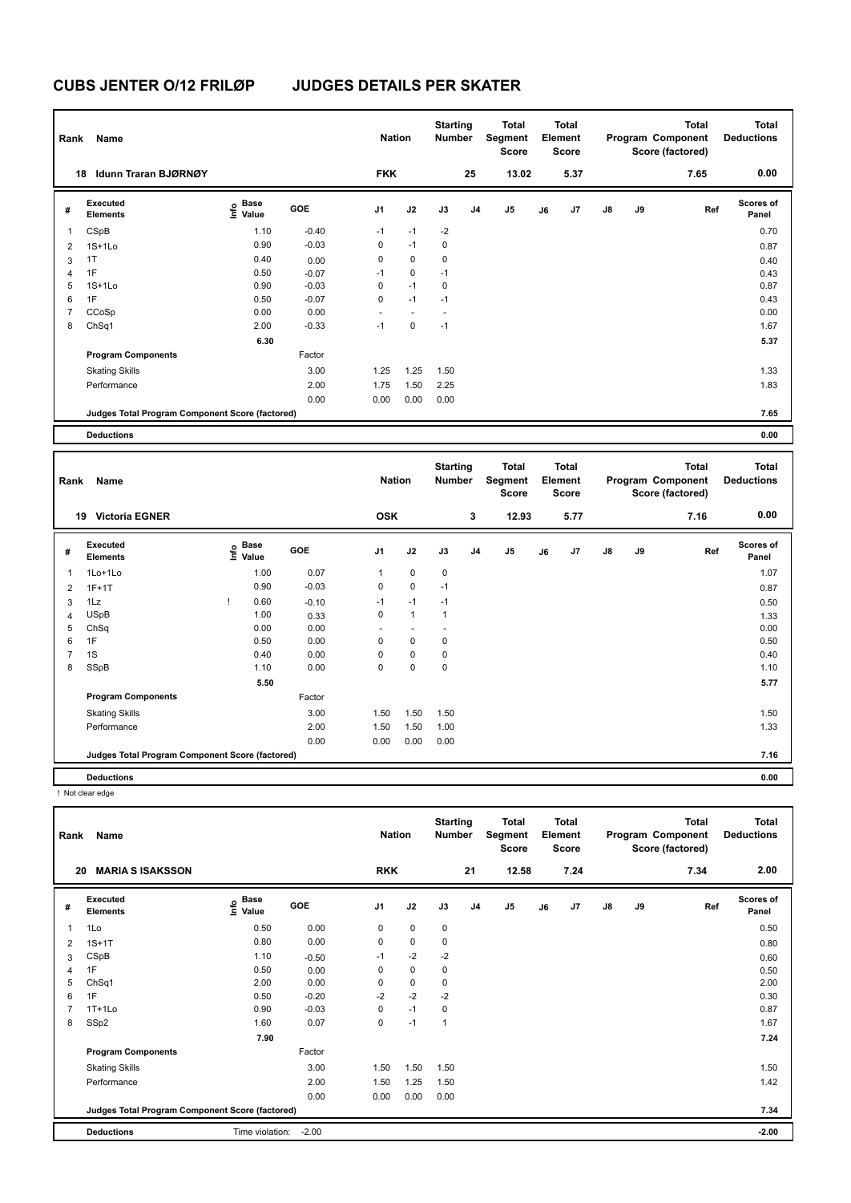# CUBS JENTER O/12 FRILØP JUDGES DETAILS PER SKATER

| Rank | Name | Nation | Starting Number | Total Segment Score | Total Element Score | Total Program Component Score (factored) | Total Deductions |
|---|---|---|---|---|---|---|---|
| 18 | Idunn Traran BJØRNØY | FKK | 25 | 13.02 | 5.37 | 7.65 | 0.00 |

| # | Executed Elements | Info | Base Value | GOE | J1 | J2 | J3 | J4 | J5 | J6 | J7 | J8 | J9 | Ref | Scores of Panel |
|---|---|---|---|---|---|---|---|---|---|---|---|---|---|---|---|
| 1 | CSpB | | 1.10 | -0.40 | -1 | -1 | -2 | | | | | | | | 0.70 |
| 2 | 1S+1Lo | | 0.90 | -0.03 | 0 | -1 | 0 | | | | | | | | 0.87 |
| 3 | 1T | | 0.40 | 0.00 | 0 | 0 | 0 | | | | | | | | 0.40 |
| 4 | 1F | | 0.50 | -0.07 | -1 | 0 | -1 | | | | | | | | 0.43 |
| 5 | 1S+1Lo | | 0.90 | -0.03 | 0 | -1 | 0 | | | | | | | | 0.87 |
| 6 | 1F | | 0.50 | -0.07 | 0 | -1 | -1 | | | | | | | | 0.43 |
| 7 | CCoSp | | 0.00 | 0.00 | - | - | - | | | | | | | | 0.00 |
| 8 | ChSq1 | | 2.00 | -0.33 | -1 | 0 | -1 | | | | | | | | 1.67 |
| | | | 6.30 | | | | | | | | | | | | 5.37 |
| | Program Components | | | Factor | | | | | | | | | | | |
| | Skating Skills | | | 3.00 | 1.25 | 1.25 | 1.50 | | | | | | | | 1.33 |
| | Performance | | | 2.00 | 1.75 | 1.50 | 2.25 | | | | | | | | 1.83 |
| | | | | 0.00 | 0.00 | 0.00 | 0.00 | | | | | | | | |
| | Judges Total Program Component Score (factored) | | | | | | | | | | | | | | 7.65 |
| | Deductions | | | | | | | | | | | | | | 0.00 |

| Rank | Name | Nation | Starting Number | Total Segment Score | Total Element Score | Total Program Component Score (factored) | Total Deductions |
|---|---|---|---|---|---|---|---|
| 19 | Victoria EGNER | OSK | 3 | 12.93 | 5.77 | 7.16 | 0.00 |

| # | Executed Elements | Info | Base Value | GOE | J1 | J2 | J3 | J4 | J5 | J6 | J7 | J8 | J9 | Ref | Scores of Panel |
|---|---|---|---|---|---|---|---|---|---|---|---|---|---|---|---|
| 1 | 1Lo+1Lo | | 1.00 | 0.07 | 1 | 0 | 0 | | | | | | | | 1.07 |
| 2 | 1F+1T | | 0.90 | -0.03 | 0 | 0 | -1 | | | | | | | | 0.87 |
| 3 | 1Lz | ! | 0.60 | -0.10 | -1 | -1 | -1 | | | | | | | | 0.50 |
| 4 | USpB | | 1.00 | 0.33 | 0 | 1 | 1 | | | | | | | | 1.33 |
| 5 | ChSq | | 0.00 | 0.00 | - | - | - | | | | | | | | 0.00 |
| 6 | 1F | | 0.50 | 0.00 | 0 | 0 | 0 | | | | | | | | 0.50 |
| 7 | 1S | | 0.40 | 0.00 | 0 | 0 | 0 | | | | | | | | 0.40 |
| 8 | SSpB | | 1.10 | 0.00 | 0 | 0 | 0 | | | | | | | | 1.10 |
| | | | 5.50 | | | | | | | | | | | | 5.77 |
| | Program Components | | | Factor | | | | | | | | | | | |
| | Skating Skills | | | 3.00 | 1.50 | 1.50 | 1.50 | | | | | | | | 1.50 |
| | Performance | | | 2.00 | 1.50 | 1.50 | 1.00 | | | | | | | | 1.33 |
| | | | | 0.00 | 0.00 | 0.00 | 0.00 | | | | | | | | |
| | Judges Total Program Component Score (factored) | | | | | | | | | | | | | | 7.16 |
| | Deductions | | | | | | | | | | | | | | 0.00 |

! Not clear edge

| Rank | Name | Nation | Starting Number | Total Segment Score | Total Element Score | Total Program Component Score (factored) | Total Deductions |
|---|---|---|---|---|---|---|---|
| 20 | MARIA S ISAKSSON | RKK | 21 | 12.58 | 7.24 | 7.34 | 2.00 |

| # | Executed Elements | Info | Base Value | GOE | J1 | J2 | J3 | J4 | J5 | J6 | J7 | J8 | J9 | Ref | Scores of Panel |
|---|---|---|---|---|---|---|---|---|---|---|---|---|---|---|---|
| 1 | 1Lo | | 0.50 | 0.00 | 0 | 0 | 0 | | | | | | | | 0.50 |
| 2 | 1S+1T | | 0.80 | 0.00 | 0 | 0 | 0 | | | | | | | | 0.80 |
| 3 | CSpB | | 1.10 | -0.50 | -1 | -2 | -2 | | | | | | | | 0.60 |
| 4 | 1F | | 0.50 | 0.00 | 0 | 0 | 0 | | | | | | | | 0.50 |
| 5 | ChSq1 | | 2.00 | 0.00 | 0 | 0 | 0 | | | | | | | | 2.00 |
| 6 | 1F | | 0.50 | -0.20 | -2 | -2 | -2 | | | | | | | | 0.30 |
| 7 | 1T+1Lo | | 0.90 | -0.03 | 0 | -1 | 0 | | | | | | | | 0.87 |
| 8 | SSp2 | | 1.60 | 0.07 | 0 | -1 | 1 | | | | | | | | 1.67 |
| | | | 7.90 | | | | | | | | | | | | 7.24 |
| | Program Components | | | Factor | | | | | | | | | | | |
| | Skating Skills | | | 3.00 | 1.50 | 1.50 | 1.50 | | | | | | | | 1.50 |
| | Performance | | | 2.00 | 1.50 | 1.25 | 1.50 | | | | | | | | 1.42 |
| | | | | 0.00 | 0.00 | 0.00 | 0.00 | | | | | | | | |
| | Judges Total Program Component Score (factored) | | | | | | | | | | | | | | 7.34 |
| | Deductions | Time violation: | -2.00 | | | | | | | | | | | | -2.00 |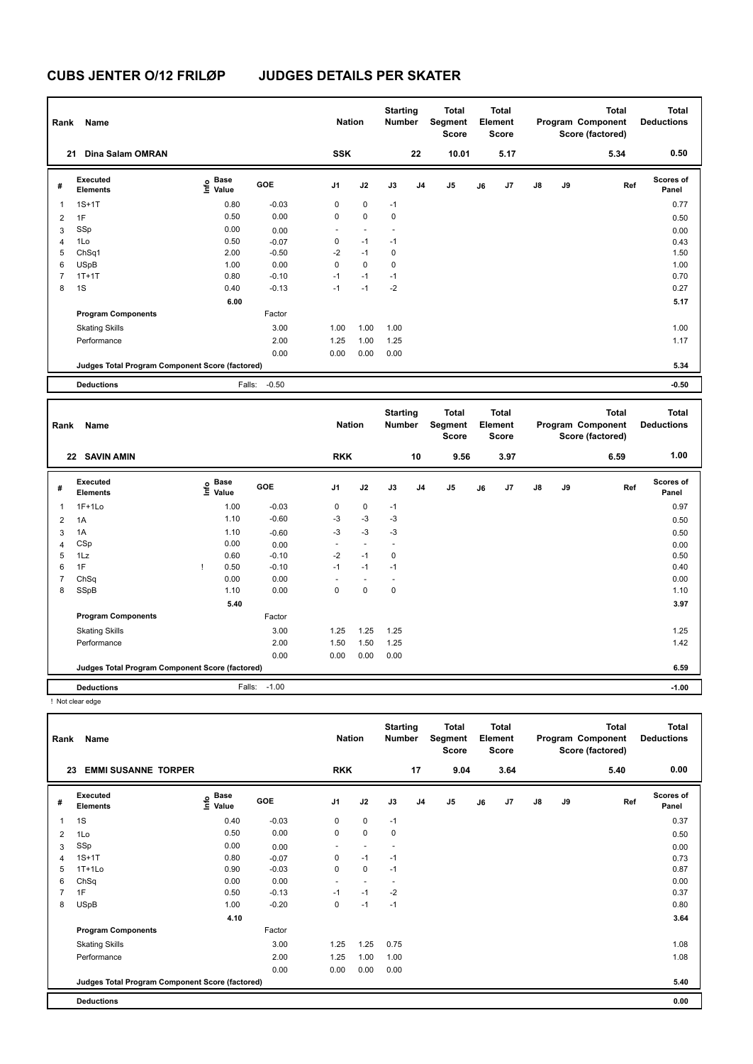# CUBS JENTER O/12 FRILØP JUDGES DETAILS PER SKATER

| Rank | Name | Nation | Starting Number | Total Segment Score | Total Element Score | Total Program Component Score (factored) | Total Deductions |
|---|---|---|---|---|---|---|---|
| 21 | Dina Salam OMRAN | SSK | 22 | 10.01 | 5.17 | 5.34 | 0.50 |

| # | Executed Elements | Info | Base Value | GOE | J1 | J2 | J3 | J4 | J5 | J6 | J7 | J8 | J9 | Ref | Scores of Panel |
|---|---|---|---|---|---|---|---|---|---|---|---|---|---|---|---|
| 1 | 1S+1T | | 0.80 | -0.03 | 0 | 0 | -1 | | | | | | | | 0.77 |
| 2 | 1F | | 0.50 | 0.00 | 0 | 0 | 0 | | | | | | | | 0.50 |
| 3 | SSp | | 0.00 | 0.00 | - | - | - | | | | | | | | 0.00 |
| 4 | 1Lo | | 0.50 | -0.07 | 0 | -1 | -1 | | | | | | | | 0.43 |
| 5 | ChSq1 | | 2.00 | -0.50 | -2 | -1 | 0 | | | | | | | | 1.50 |
| 6 | USpB | | 1.00 | 0.00 | 0 | 0 | 0 | | | | | | | | 1.00 |
| 7 | 1T+1T | | 0.80 | -0.10 | -1 | -1 | -1 | | | | | | | | 0.70 |
| 8 | 1S | | 0.40 | -0.13 | -1 | -1 | -2 | | | | | | | | 0.27 |
| | | | 6.00 | | | | | | | | | | | | 5.17 |
| | Program Components | | | Factor | | | | | | | | | | | |
| | Skating Skills | | | 3.00 | 1.00 | 1.00 | 1.00 | | | | | | | | 1.00 |
| | Performance | | | 2.00 | 1.25 | 1.00 | 1.25 | | | | | | | | 1.17 |
| | | | | 0.00 | 0.00 | 0.00 | 0.00 | | | | | | | | |
| | Judges Total Program Component Score (factored) | | | | | | | | | | | | | | 5.34 |
| | Deductions | | Falls: | -0.50 | | | | | | | | | | | -0.50 |

| Rank | Name | Nation | Starting Number | Total Segment Score | Total Element Score | Total Program Component Score (factored) | Total Deductions |
|---|---|---|---|---|---|---|---|
| 22 | SAVIN AMIN | RKK | 10 | 9.56 | 3.97 | 6.59 | 1.00 |

| # | Executed Elements | Info | Base Value | GOE | J1 | J2 | J3 | J4 | J5 | J6 | J7 | J8 | J9 | Ref | Scores of Panel |
|---|---|---|---|---|---|---|---|---|---|---|---|---|---|---|---|
| 1 | 1F+1Lo | | 1.00 | -0.03 | 0 | 0 | -1 | | | | | | | | 0.97 |
| 2 | 1A | | 1.10 | -0.60 | -3 | -3 | -3 | | | | | | | | 0.50 |
| 3 | 1A | | 1.10 | -0.60 | -3 | -3 | -3 | | | | | | | | 0.50 |
| 4 | CSp | | 0.00 | 0.00 | - | - | - | | | | | | | | 0.00 |
| 5 | 1Lz | | 0.60 | -0.10 | -2 | -1 | 0 | | | | | | | | 0.50 |
| 6 | 1F | ! | 0.50 | -0.10 | -1 | -1 | -1 | | | | | | | | 0.40 |
| 7 | ChSq | | 0.00 | 0.00 | - | - | - | | | | | | | | 0.00 |
| 8 | SSpB | | 1.10 | 0.00 | 0 | 0 | 0 | | | | | | | | 1.10 |
| | | | 5.40 | | | | | | | | | | | | 3.97 |
| | Program Components | | | Factor | | | | | | | | | | | |
| | Skating Skills | | | 3.00 | 1.25 | 1.25 | 1.25 | | | | | | | | 1.25 |
| | Performance | | | 2.00 | 1.50 | 1.50 | 1.25 | | | | | | | | 1.42 |
| | | | | 0.00 | 0.00 | 0.00 | 0.00 | | | | | | | | |
| | Judges Total Program Component Score (factored) | | | | | | | | | | | | | | 6.59 |
| | Deductions | | Falls: | -1.00 | | | | | | | | | | | -1.00 |

! Not clear edge

| Rank | Name | Nation | Starting Number | Total Segment Score | Total Element Score | Total Program Component Score (factored) | Total Deductions |
|---|---|---|---|---|---|---|---|
| 23 | EMMI SUSANNE TORPER | RKK | 17 | 9.04 | 3.64 | 5.40 | 0.00 |

| # | Executed Elements | Info | Base Value | GOE | J1 | J2 | J3 | J4 | J5 | J6 | J7 | J8 | J9 | Ref | Scores of Panel |
|---|---|---|---|---|---|---|---|---|---|---|---|---|---|---|---|
| 1 | 1S | | 0.40 | -0.03 | 0 | 0 | -1 | | | | | | | | 0.37 |
| 2 | 1Lo | | 0.50 | 0.00 | 0 | 0 | 0 | | | | | | | | 0.50 |
| 3 | SSp | | 0.00 | 0.00 | - | - | - | | | | | | | | 0.00 |
| 4 | 1S+1T | | 0.80 | -0.07 | 0 | -1 | -1 | | | | | | | | 0.73 |
| 5 | 1T+1Lo | | 0.90 | -0.03 | 0 | 0 | -1 | | | | | | | | 0.87 |
| 6 | ChSq | | 0.00 | 0.00 | - | - | - | | | | | | | | 0.00 |
| 7 | 1F | | 0.50 | -0.13 | -1 | -1 | -2 | | | | | | | | 0.37 |
| 8 | USpB | | 1.00 | -0.20 | 0 | -1 | -1 | | | | | | | | 0.80 |
| | | | 4.10 | | | | | | | | | | | | 3.64 |
| | Program Components | | | Factor | | | | | | | | | | | |
| | Skating Skills | | | 3.00 | 1.25 | 1.25 | 0.75 | | | | | | | | 1.08 |
| | Performance | | | 2.00 | 1.25 | 1.00 | 1.00 | | | | | | | | 1.08 |
| | | | | 0.00 | 0.00 | 0.00 | 0.00 | | | | | | | | |
| | Judges Total Program Component Score (factored) | | | | | | | | | | | | | | 5.40 |
| | Deductions | | | | | | | | | | | | | | 0.00 |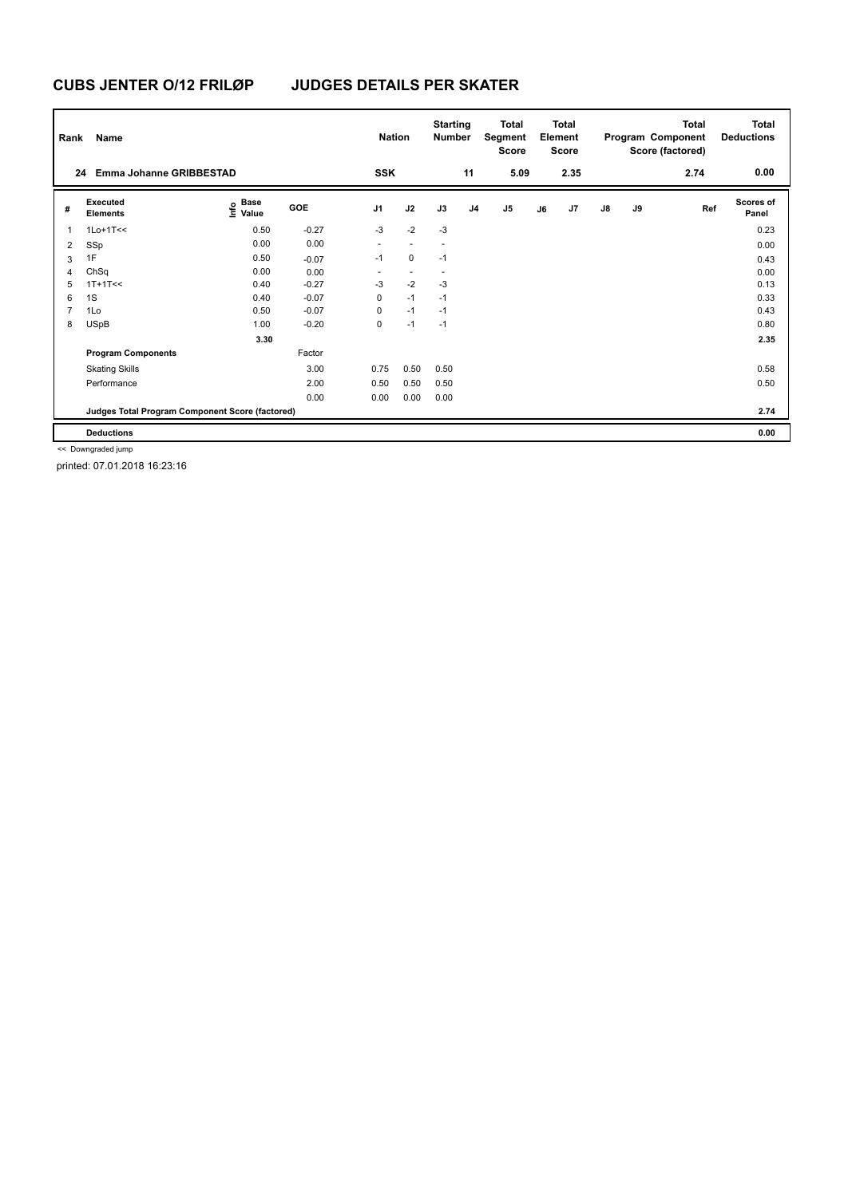# CUBS JENTER O/12 FRILØP JUDGES DETAILS PER SKATER

| Rank | Name | Nation | Starting Number | Total Segment Score | Total Element Score | Total Program Component Score (factored) | Total Deductions |
|---|---|---|---|---|---|---|---|
| 24 | Emma Johanne GRIBBESTAD | SSK | 11 | 5.09 | 2.35 | 2.74 | 0.00 |

| # | Executed Elements | Info | Base Value | GOE | J1 | J2 | J3 | J4 | J5 | J6 | J7 | J8 | J9 | Ref | Scores of Panel |
|---|---|---|---|---|---|---|---|---|---|---|---|---|---|---|---|
| 1 | 1Lo+1T<< | | 0.50 | -0.27 | -3 | -2 | -3 | | | | | | | | 0.23 |
| 2 | SSp | | 0.00 | 0.00 | - | - | - | | | | | | | | 0.00 |
| 3 | 1F | | 0.50 | -0.07 | -1 | 0 | -1 | | | | | | | | 0.43 |
| 4 | ChSq | | 0.00 | 0.00 | - | - | - | | | | | | | | 0.00 |
| 5 | 1T+1T<< | | 0.40 | -0.27 | -3 | -2 | -3 | | | | | | | | 0.13 |
| 6 | 1S | | 0.40 | -0.07 | 0 | -1 | -1 | | | | | | | | 0.33 |
| 7 | 1Lo | | 0.50 | -0.07 | 0 | -1 | -1 | | | | | | | | 0.43 |
| 8 | USpB | | 1.00 | -0.20 | 0 | -1 | -1 | | | | | | | | 0.80 |
| | | | 3.30 | | | | | | | | | | | | 2.35 |
| | **Program Components** | | | Factor | | | | | | | | | | | |
| | Skating Skills | | | 3.00 | 0.75 | 0.50 | 0.50 | | | | | | | | 0.58 |
| | Performance | | | 2.00 | 0.50 | 0.50 | 0.50 | | | | | | | | 0.50 |
| | | | | 0.00 | 0.00 | 0.00 | 0.00 | | | | | | | | |
| | **Judges Total Program Component Score (factored)** | | | | | | | | | | | | | | 2.74 |
| | **Deductions** | | | | | | | | | | | | | | 0.00 |

<< Downgraded jump

printed: 07.01.2018 16:23:16